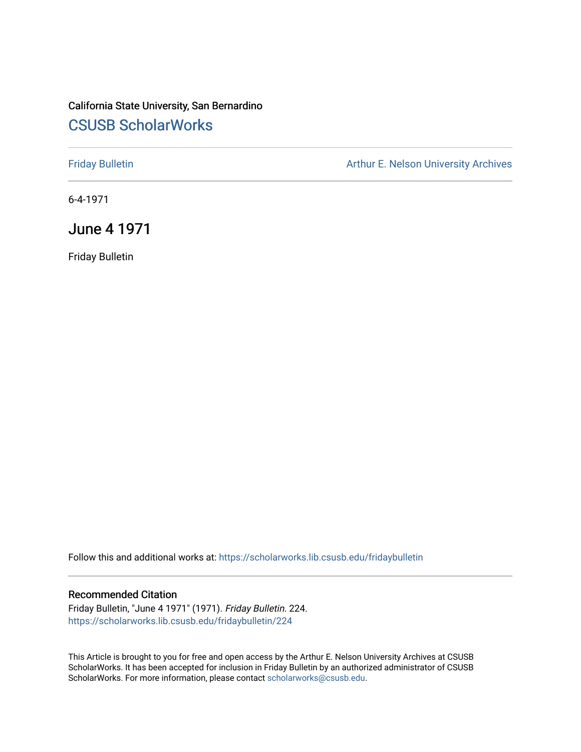California State University, San Bernardino

# CSUSB ScholarWorks

Friday Bulletin

Arthur E. Nelson University Archives

6-4-1971

## June 4 1971

Friday Bulletin

Follow this and additional works at: https://scholarworks.lib.csusb.edu/fridaybulletin

### Recommended Citation

Friday Bulletin, "June 4 1971" (1971). *Friday Bulletin*. 224.
https://scholarworks.lib.csusb.edu/fridaybulletin/224

This Article is brought to you for free and open access by the Arthur E. Nelson University Archives at CSUSB ScholarWorks. It has been accepted for inclusion in Friday Bulletin by an authorized administrator of CSUSB ScholarWorks. For more information, please contact scholarworks@csusb.edu.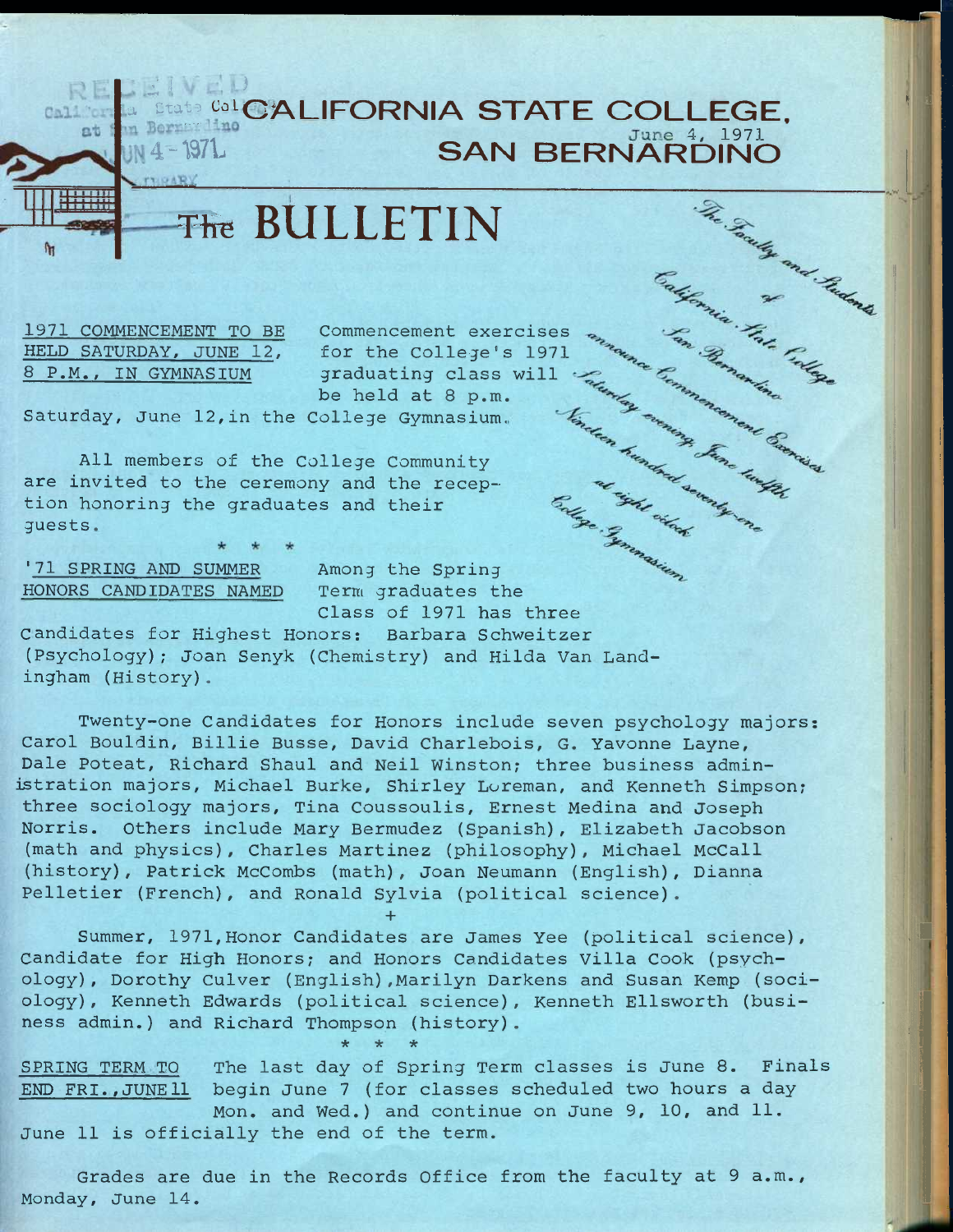RECEIVED
California State College
at San Bernardino
JUN 4 - 1971
LIBRARY

# CALIFORNIA STATE COLLEGE, SAN BERNARDINO

June 4, 1971

# The BULLETIN

*The Faculty and Students of California State College San Bernardino announce Commencement Exercises Saturday evening, June twelfth Nineteen hundred seventy-one at eight o'clock College Gymnasium*

**1971 COMMENCEMENT TO BE HELD SATURDAY, JUNE 12, 8 P.M., IN GYMNASIUM**

Commencement exercises for the College's 1971 graduating class will be held at 8 p.m. Saturday, June 12, in the College Gymnasium.

All members of the College Community are invited to the ceremony and the reception honoring the graduates and their guests.

\* \* \*

**'71 SPRING AND SUMMER HONORS CANDIDATES NAMED**

Among the Spring Term graduates the Class of 1971 has three candidates for Highest Honors: Barbara Schweitzer (Psychology); Joan Senyk (Chemistry) and Hilda Van Landingham (History).

Twenty-one Candidates for Honors include seven psychology majors: Carol Bouldin, Billie Busse, David Charlebois, G. Yavonne Layne, Dale Poteat, Richard Shaul and Neil Winston; three business administration majors, Michael Burke, Shirley Loreman, and Kenneth Simpson; three sociology majors, Tina Coussoulis, Ernest Medina and Joseph Norris. Others include Mary Bermudez (Spanish), Elizabeth Jacobson (math and physics), Charles Martinez (philosophy), Michael McCall (history), Patrick McCombs (math), Joan Neumann (English), Dianna Pelletier (French), and Ronald Sylvia (political science).

+

Summer, 1971, Honor Candidates are James Yee (political science), Candidate for High Honors; and Honors Candidates Villa Cook (psychology), Dorothy Culver (English), Marilyn Darkens and Susan Kemp (sociology), Kenneth Edwards (political science), Kenneth Ellsworth (business admin.) and Richard Thompson (history).

\* \* \*

**SPRING TERM TO END FRI., JUNE 11**

The last day of Spring Term classes is June 8. Finals begin June 7 (for classes scheduled two hours a day Mon. and Wed.) and continue on June 9, 10, and 11. June 11 is officially the end of the term.

Grades are due in the Records Office from the faculty at 9 a.m., Monday, June 14.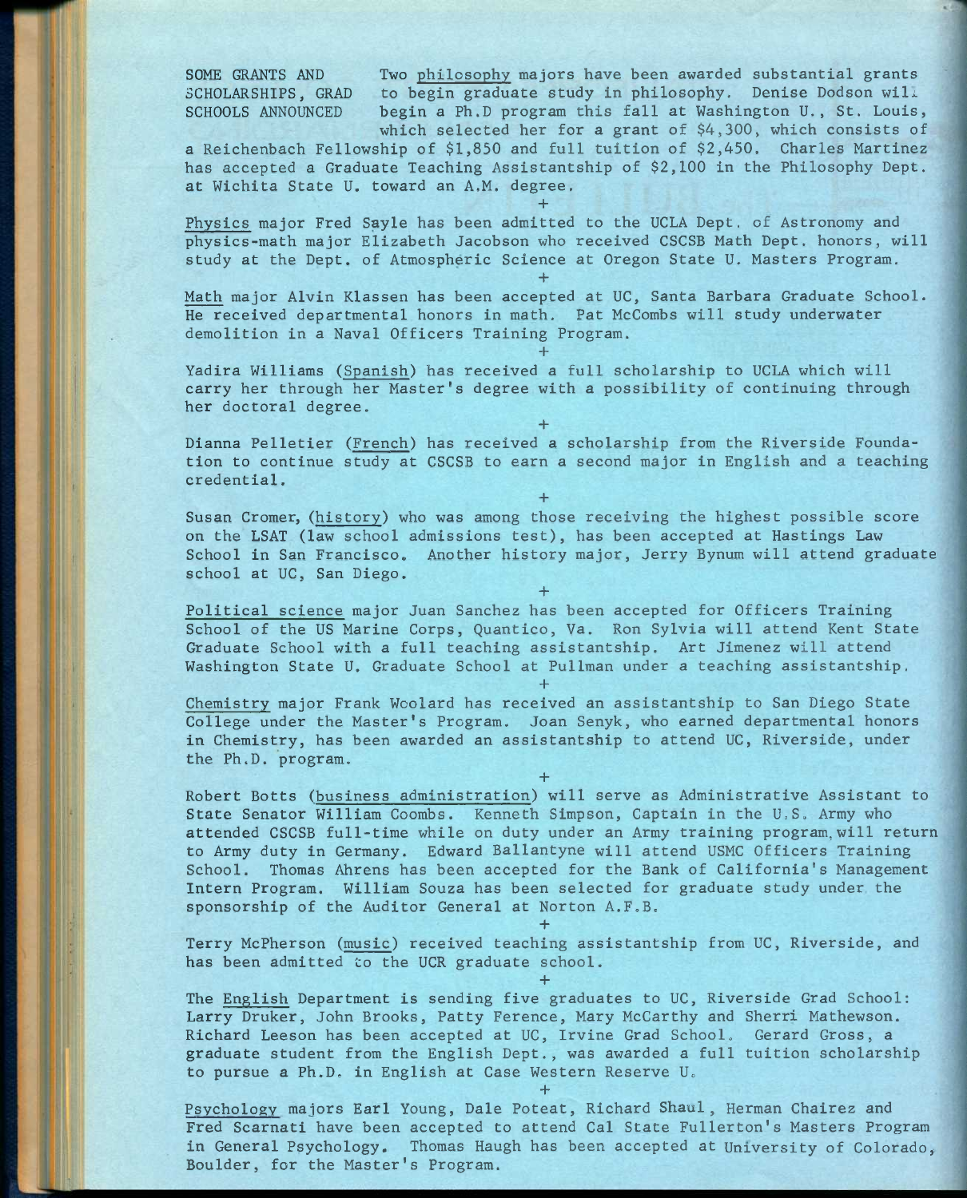SOME GRANTS AND SCHOLARSHIPS, GRAD SCHOOLS ANNOUNCED

Two philosophy majors have been awarded substantial grants to begin graduate study in philosophy. Denise Dodson will begin a Ph.D program this fall at Washington U., St. Louis, which selected her for a grant of $4,300, which consists of a Reichenbach Fellowship of $1,850 and full tuition of $2,450. Charles Martinez has accepted a Graduate Teaching Assistantship of $2,100 in the Philosophy Dept. at Wichita State U. toward an A.M. degree.

+

Physics major Fred Sayle has been admitted to the UCLA Dept. of Astronomy and physics-math major Elizabeth Jacobson who received CSCSB Math Dept. honors, will study at the Dept. of Atmospheric Science at Oregon State U. Masters Program.

+

Math major Alvin Klassen has been accepted at UC, Santa Barbara Graduate School. He received departmental honors in math. Pat McCombs will study underwater demolition in a Naval Officers Training Program.

+

Yadira Williams (Spanish) has received a full scholarship to UCLA which will carry her through her Master's degree with a possibility of continuing through her doctoral degree.

+

Dianna Pelletier (French) has received a scholarship from the Riverside Foundation to continue study at CSCSB to earn a second major in English and a teaching credential.

+

Susan Cromer, (history) who was among those receiving the highest possible score on the LSAT (law school admissions test), has been accepted at Hastings Law School in San Francisco. Another history major, Jerry Bynum will attend graduate school at UC, San Diego.

+

Political science major Juan Sanchez has been accepted for Officers Training School of the US Marine Corps, Quantico, Va. Ron Sylvia will attend Kent State Graduate School with a full teaching assistantship. Art Jimenez will attend Washington State U. Graduate School at Pullman under a teaching assistantship.

+

Chemistry major Frank Woolard has received an assistantship to San Diego State College under the Master's Program. Joan Senyk, who earned departmental honors in Chemistry, has been awarded an assistantship to attend UC, Riverside, under the Ph.D. program.

+

Robert Botts (business administration) will serve as Administrative Assistant to State Senator William Coombs. Kenneth Simpson, Captain in the U.S. Army who attended CSCSB full-time while on duty under an Army training program, will return to Army duty in Germany. Edward Ballantyne will attend USMC Officers Training School. Thomas Ahrens has been accepted for the Bank of California's Management Intern Program. William Souza has been selected for graduate study under the sponsorship of the Auditor General at Norton A.F.B.

+

Terry McPherson (music) received teaching assistantship from UC, Riverside, and has been admitted to the UCR graduate school.

+

The English Department is sending five graduates to UC, Riverside Grad School: Larry Druker, John Brooks, Patty Ference, Mary McCarthy and Sherri Mathewson. Richard Leeson has been accepted at UC, Irvine Grad School. Gerard Gross, a graduate student from the English Dept., was awarded a full tuition scholarship to pursue a Ph.D. in English at Case Western Reserve U.

+

Psychology majors Earl Young, Dale Poteat, Richard Shaul, Herman Chairez and Fred Scarnati have been accepted to attend Cal State Fullerton's Masters Program in General Psychology. Thomas Haugh has been accepted at University of Colorado, Boulder, for the Master's Program.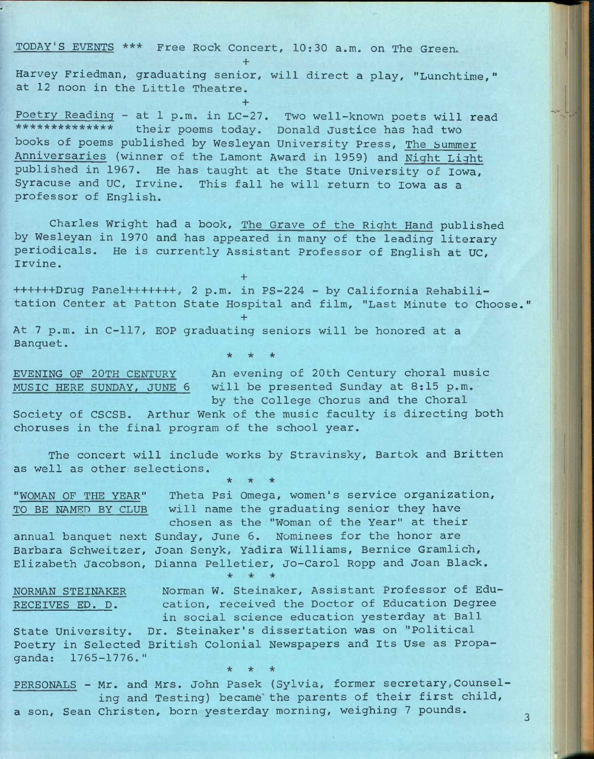TODAY'S EVENTS *** Free Rock Concert, 10:30 a.m. on The Green.

+

Harvey Friedman, graduating senior, will direct a play, "Lunchtime," at 12 noon in the Little Theatre.

+

Poetry Reading - at 1 p.m. in LC-27. Two well-known poets will read their poems today. Donald Justice has had two books of poems published by Wesleyan University Press, The Summer Anniversaries (winner of the Lamont Award in 1959) and Night Light published in 1967. He has taught at the State University of Iowa, Syracuse and UC, Irvine. This fall he will return to Iowa as a professor of English.

Charles Wright had a book, The Grave of the Right Hand published by Wesleyan in 1970 and has appeared in many of the leading literary periodicals. He is currently Assistant Professor of English at UC, Irvine.

+

++++++Drug Panel+++++++, 2 p.m. in PS-224 - by California Rehabilitation Center at Patton State Hospital and film, "Last Minute to Choose."

+

At 7 p.m. in C-117, EOP graduating seniors will be honored at a Banquet.

\* \* \*

EVENING OF 20TH CENTURY MUSIC HERE SUNDAY, JUNE 6 — An evening of 20th Century choral music will be presented Sunday at 8:15 p.m. by the College Chorus and the Choral Society of CSCSB. Arthur Wenk of the music faculty is directing both choruses in the final program of the school year.

The concert will include works by Stravinsky, Bartok and Britten as well as other selections.

\* \* \*

"WOMAN OF THE YEAR" TO BE NAMED BY CLUB — Theta Psi Omega, women's service organization, will name the graduating senior they have chosen as the "Woman of the Year" at their annual banquet next Sunday, June 6. Nominees for the honor are Barbara Schweitzer, Joan Senyk, Yadira Williams, Bernice Gramlich, Elizabeth Jacobson, Dianna Pelletier, Jo-Carol Ropp and Joan Black.

\* \* \*

NORMAN STEINAKER RECEIVES ED. D. — Norman W. Steinaker, Assistant Professor of Education, received the Doctor of Education Degree in social science education yesterday at Ball State University. Dr. Steinaker's dissertation was on "Political Poetry in Selected British Colonial Newspapers and Its Use as Propaganda: 1765-1776."

\* \* \*

PERSONALS - Mr. and Mrs. John Pasek (Sylvia, former secretary, Counseling and Testing) became the parents of their first child, a son, Sean Christen, born yesterday morning, weighing 7 pounds.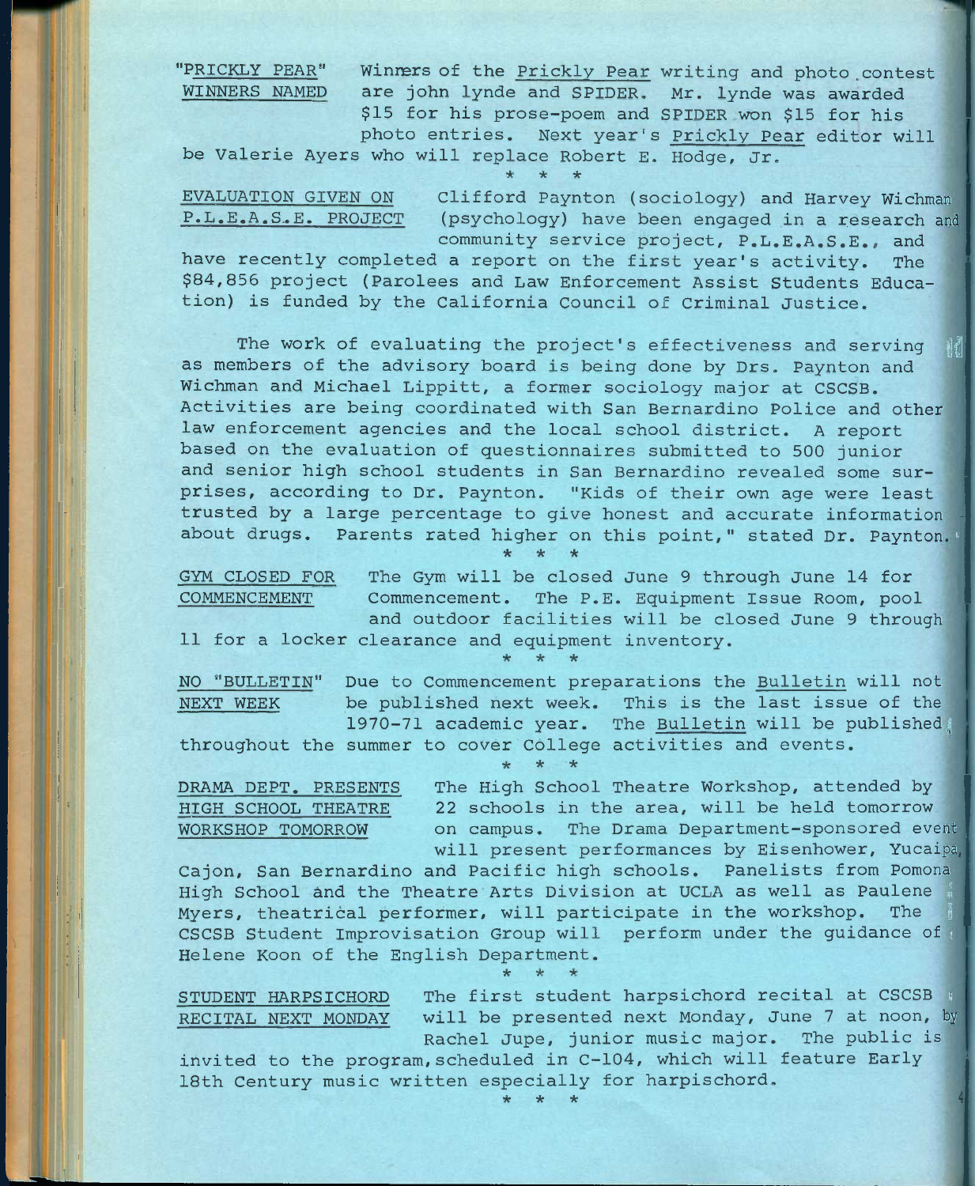**"PRICKLY PEAR" WINNERS NAMED** Winners of the Prickly Pear writing and photo contest are john lynde and SPIDER. Mr. lynde was awarded $15 for his prose-poem and SPIDER won $15 for his photo entries. Next year's Prickly Pear editor will be Valerie Ayers who will replace Robert E. Hodge, Jr.

\* \* \*

**EVALUATION GIVEN ON P.L.E.A.S.E. PROJECT** Clifford Paynton (sociology) and Harvey Wichman (psychology) have been engaged in a research and community service project, P.L.E.A.S.E., and have recently completed a report on the first year's activity. The $84,856 project (Parolees and Law Enforcement Assist Students Education) is funded by the California Council of Criminal Justice.

The work of evaluating the project's effectiveness and serving as members of the advisory board is being done by Drs. Paynton and Wichman and Michael Lippitt, a former sociology major at CSCSB. Activities are being coordinated with San Bernardino Police and other law enforcement agencies and the local school district. A report based on the evaluation of questionnaires submitted to 500 junior and senior high school students in San Bernardino revealed some surprises, according to Dr. Paynton. "Kids of their own age were least trusted by a large percentage to give honest and accurate information about drugs. Parents rated higher on this point," stated Dr. Paynton.

\* \* \*

**GYM CLOSED FOR COMMENCEMENT** The Gym will be closed June 9 through June 14 for Commencement. The P.E. Equipment Issue Room, pool and outdoor facilities will be closed June 9 through 11 for a locker clearance and equipment inventory.

\* \* \*

**NO "BULLETIN" NEXT WEEK** Due to Commencement preparations the Bulletin will not be published next week. This is the last issue of the 1970-71 academic year. The Bulletin will be published throughout the summer to cover College activities and events.

\* \* \*

**DRAMA DEPT. PRESENTS HIGH SCHOOL THEATRE WORKSHOP TOMORROW** The High School Theatre Workshop, attended by 22 schools in the area, will be held tomorrow on campus. The Drama Department-sponsored event will present performances by Eisenhower, Yucaipa, Cajon, San Bernardino and Pacific high schools. Panelists from Pomona High School and the Theatre Arts Division at UCLA as well as Paulene Myers, theatrical performer, will participate in the workshop. The CSCSB Student Improvisation Group will perform under the guidance of Helene Koon of the English Department.

\* \* \*

**STUDENT HARPSICHORD RECITAL NEXT MONDAY** The first student harpsichord recital at CSCSB will be presented next Monday, June 7 at noon, by Rachel Jupe, junior music major. The public is invited to the program, scheduled in C-104, which will feature Early 18th Century music written especially for harpischord.

\* \* \*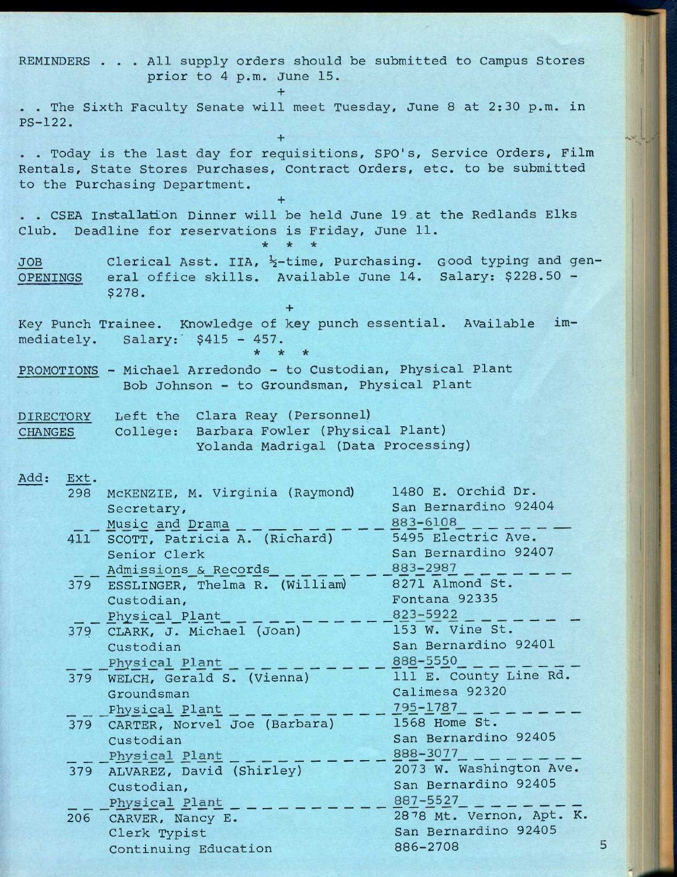REMINDERS . . . All supply orders should be submitted to Campus Stores prior to 4 p.m. June 15.

+

. . The Sixth Faculty Senate will meet Tuesday, June 8 at 2:30 p.m. in PS-122.

+

. . Today is the last day for requisitions, SPO's, Service Orders, Film Rentals, State Stores Purchases, Contract Orders, etc. to be submitted to the Purchasing Department.

+

. . CSEA Installation Dinner will be held June 19 at the Redlands Elks Club. Deadline for reservations is Friday, June 11.

\* \* \*

JOB OPENINGS Clerical Asst. IIA, ½-time, Purchasing. Good typing and general office skills. Available June 14. Salary: $228.50 - $278.

+

Key Punch Trainee. Knowledge of key punch essential. Available immediately. Salary: $415 - 457.

\* \* \*

PROMOTIONS - Michael Arredondo - to Custodian, Physical Plant
Bob Johnson - to Groundsman, Physical Plant

DIRECTORY CHANGES Left the College: Clara Reay (Personnel)
Barbara Fowler (Physical Plant)
Yolanda Madrigal (Data Processing)

Add:

| Ext. | | |
|---|---|---|
| 298 | McKENZIE, M. Virginia (Raymond)<br>Secretary,<br>Music and Drama | 1480 E. Orchid Dr.<br>San Bernardino 92404<br>883-6108 |
| 411 | SCOTT, Patricia A. (Richard)<br>Senior Clerk<br>Admissions & Records | 5495 Electric Ave.<br>San Bernardino 92407<br>883-2987 |
| 379 | ESSLINGER, Thelma R. (William)<br>Custodian,<br>Physical Plant | 8271 Almond St.<br>Fontana 92335<br>823-5922 |
| 379 | CLARK, J. Michael (Joan)<br>Custodian<br>Physical Plant | 153 W. Vine St.<br>San Bernardino 92401<br>888-5550 |
| 379 | WELCH, Gerald S. (Vienna)<br>Groundsman<br>Physical Plant | 111 E. County Line Rd.<br>Calimesa 92320<br>795-1787 |
| 379 | CARTER, Norvel Joe (Barbara)<br>Custodian<br>Physical Plant | 1568 Home St.<br>San Bernardino 92405<br>888-3077 |
| 379 | ALVAREZ, David (Shirley)<br>Custodian,<br>Physical Plant | 2073 W. Washington Ave.<br>San Bernardino 92405<br>887-5527 |
| 206 | CARVER, Nancy E.<br>Clerk Typist<br>Continuing Education | 2878 Mt. Vernon, Apt. K.<br>San Bernardino 92405<br>886-2708 |